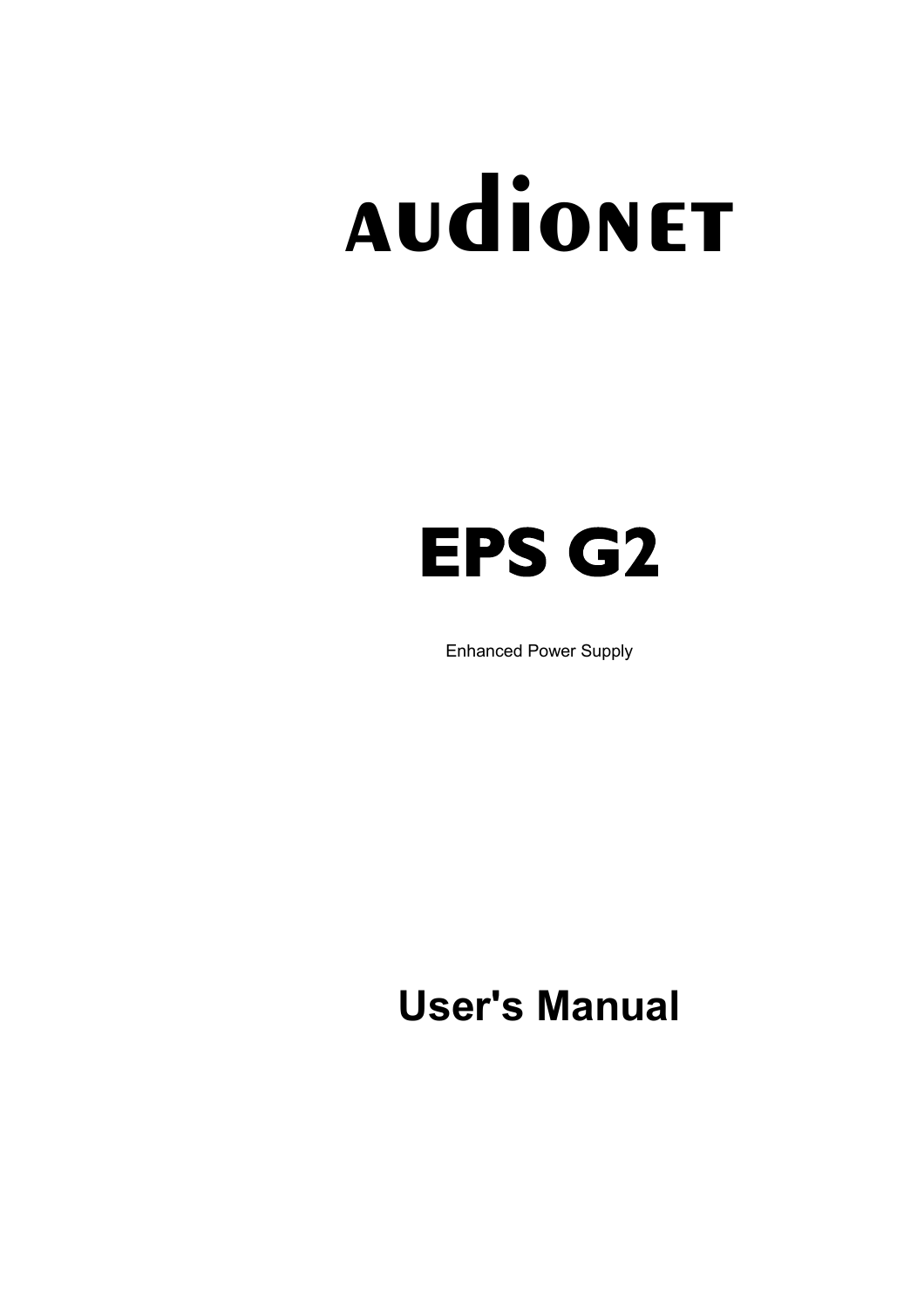# AUDIONET

# EPS G2

Enhanced Power Supply

## User's Manual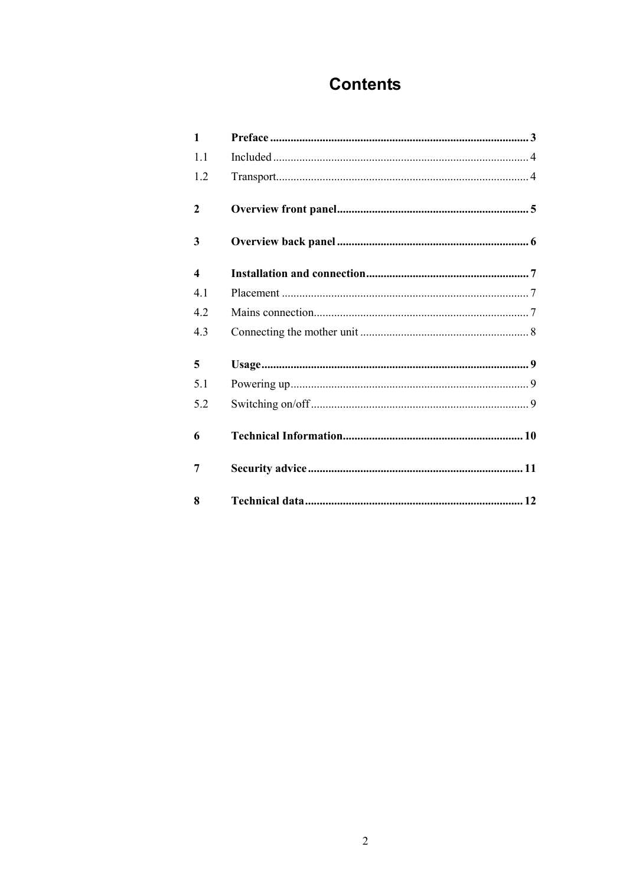# Contents

| | | |
|---|---|---|
| **1** | **Preface** | **3** |
| 1.1 | Included | 4 |
| 1.2 | Transport | 4 |
| **2** | **Overview front panel** | **5** |
| **3** | **Overview back panel** | **6** |
| **4** | **Installation and connection** | **7** |
| 4.1 | Placement | 7 |
| 4.2 | Mains connection | 7 |
| 4.3 | Connecting the mother unit | 8 |
| **5** | **Usage** | **9** |
| 5.1 | Powering up | 9 |
| 5.2 | Switching on/off | 9 |
| **6** | **Technical Information** | **10** |
| **7** | **Security advice** | **11** |
| **8** | **Technical data** | **12** |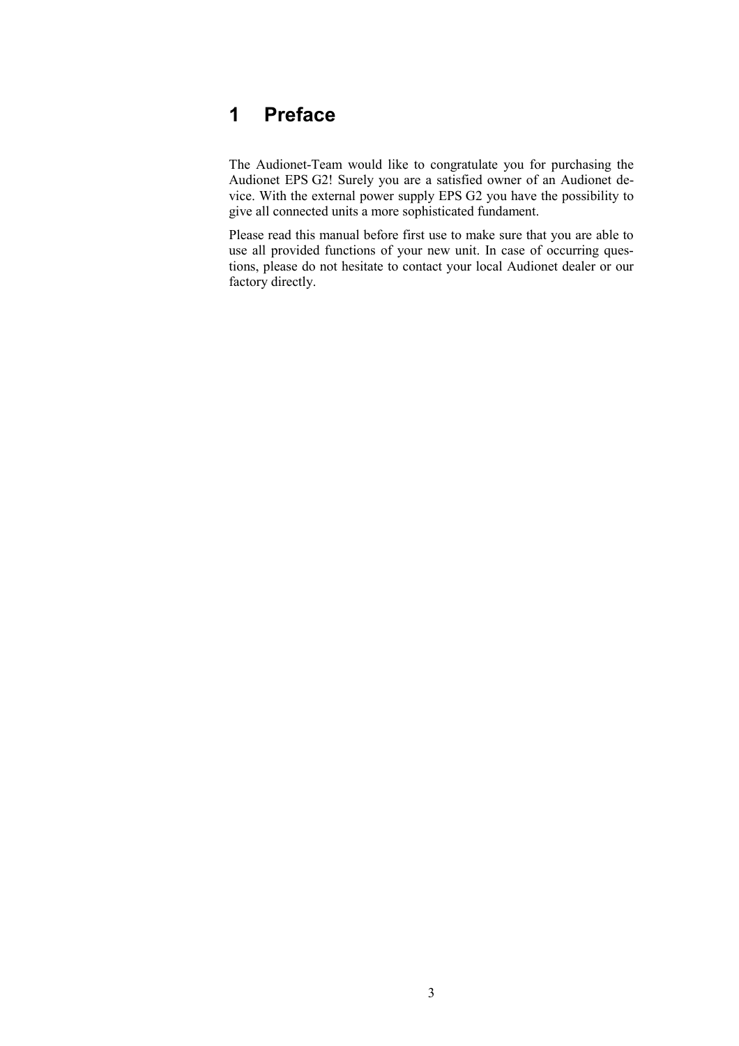# 1 Preface

The Audionet-Team would like to congratulate you for purchasing the Audionet EPS G2! Surely you are a satisfied owner of an Audionet device. With the external power supply EPS G2 you have the possibility to give all connected units a more sophisticated fundament.

Please read this manual before first use to make sure that you are able to use all provided functions of your new unit. In case of occurring questions, please do not hesitate to contact your local Audionet dealer or our factory directly.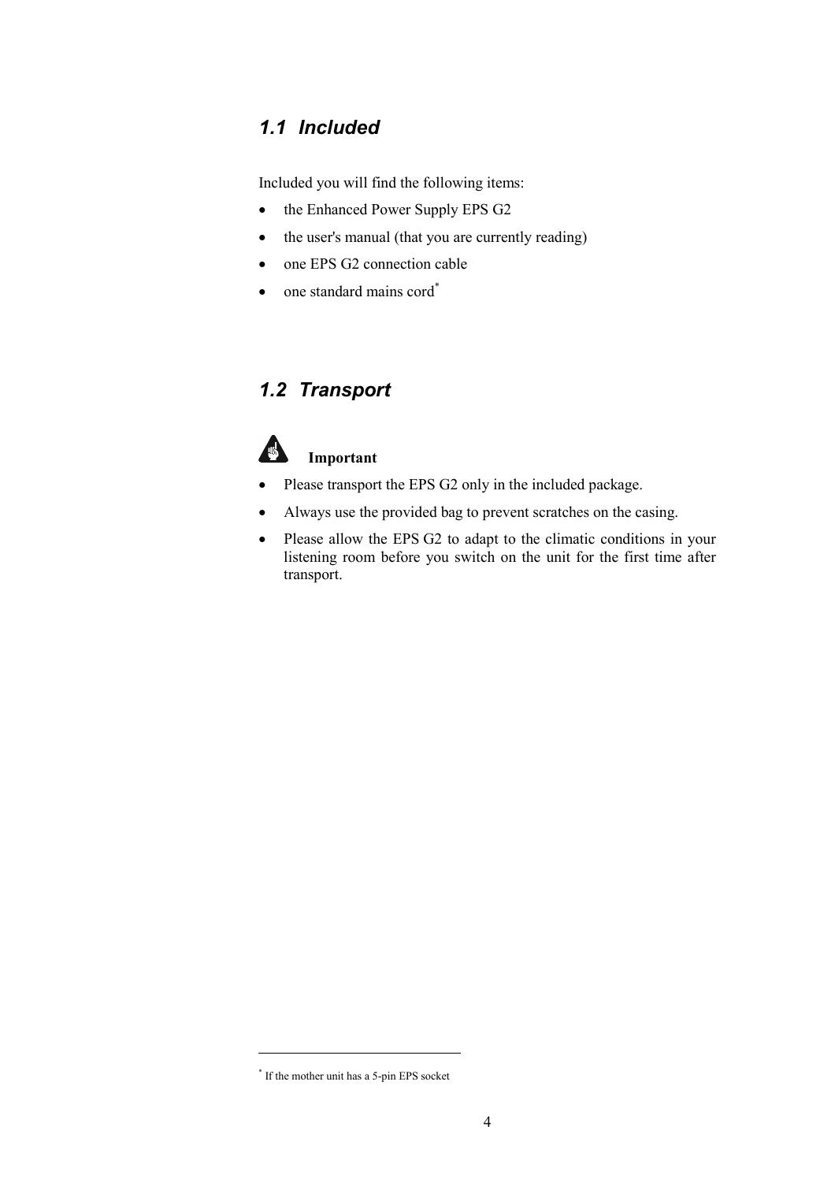## 1.1 Included

Included you will find the following items:

- the Enhanced Power Supply EPS G2
- the user's manual (that you are currently reading)
- one EPS G2 connection cable
- one standard mains cord*

## 1.2 Transport

**Important**

- Please transport the EPS G2 only in the included package.
- Always use the provided bag to prevent scratches on the casing.
- Please allow the EPS G2 to adapt to the climatic conditions in your listening room before you switch on the unit for the first time after transport.

---

* If the mother unit has a 5-pin EPS socket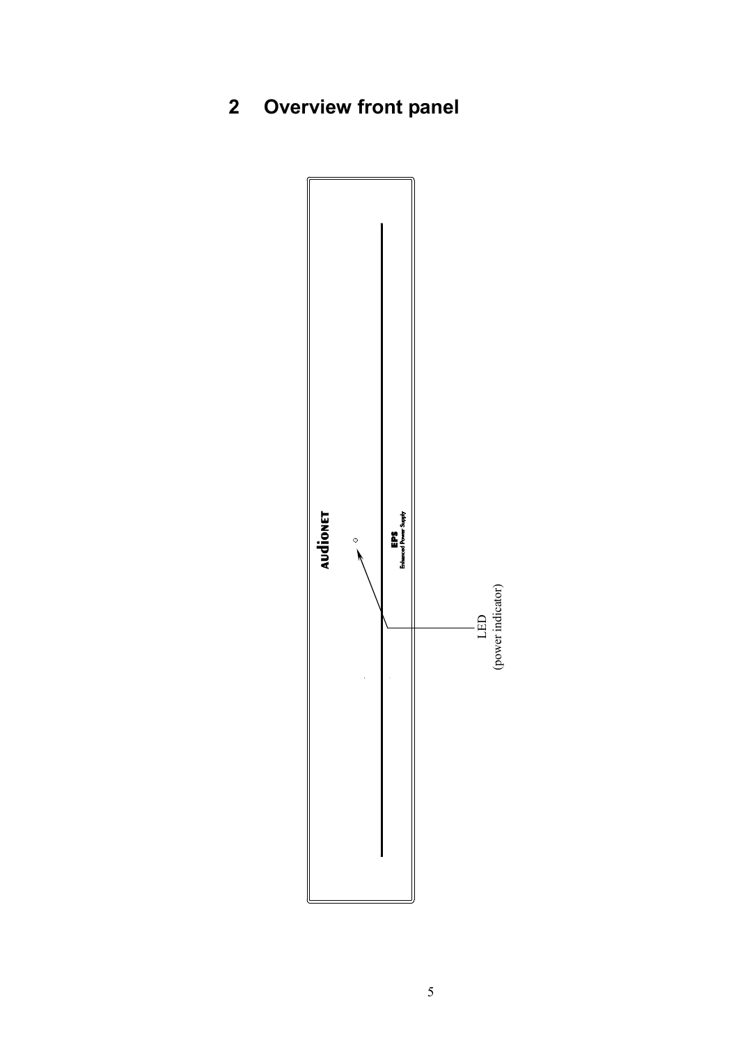## 2 Overview front panel

AUDIONET

EPS
Enhanced Power Supply

LED
(power indicator)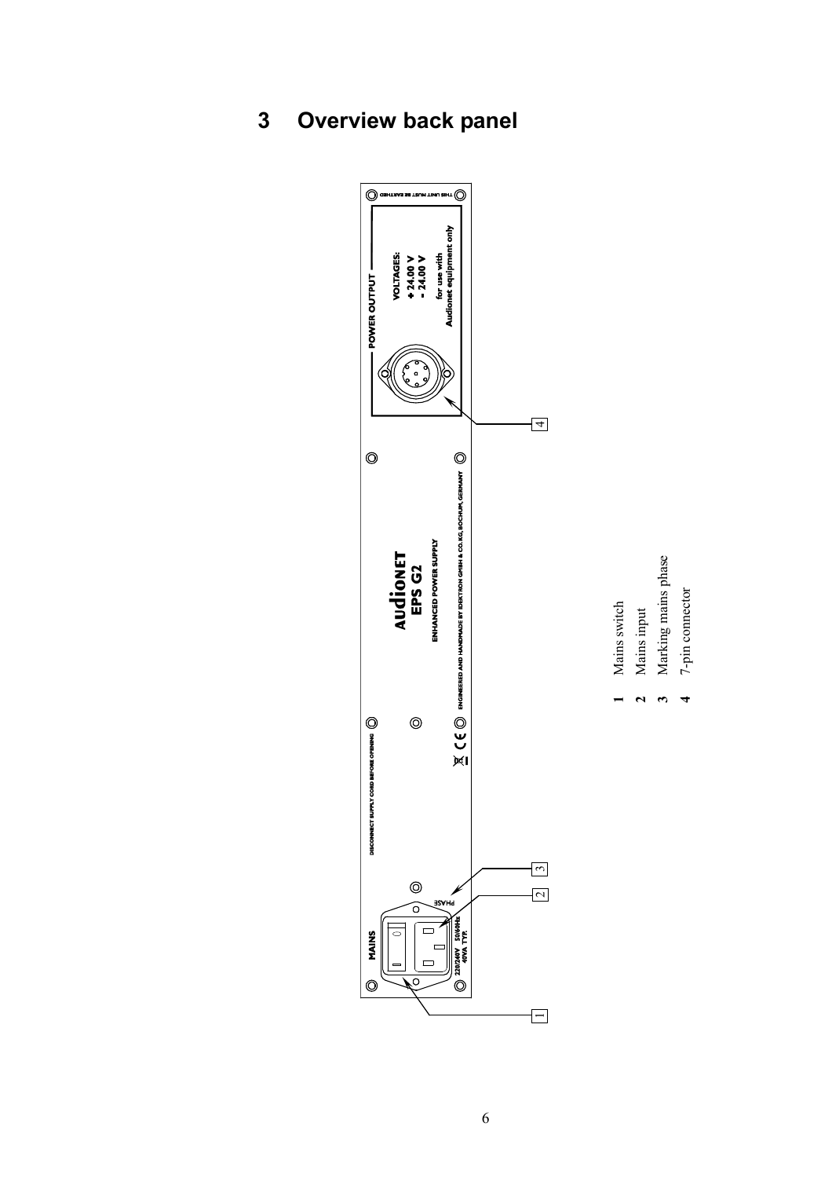# 3 Overview back panel

**1** Mains switch
**2** Mains input
**3** Marking mains phase
**4** 7-pin connector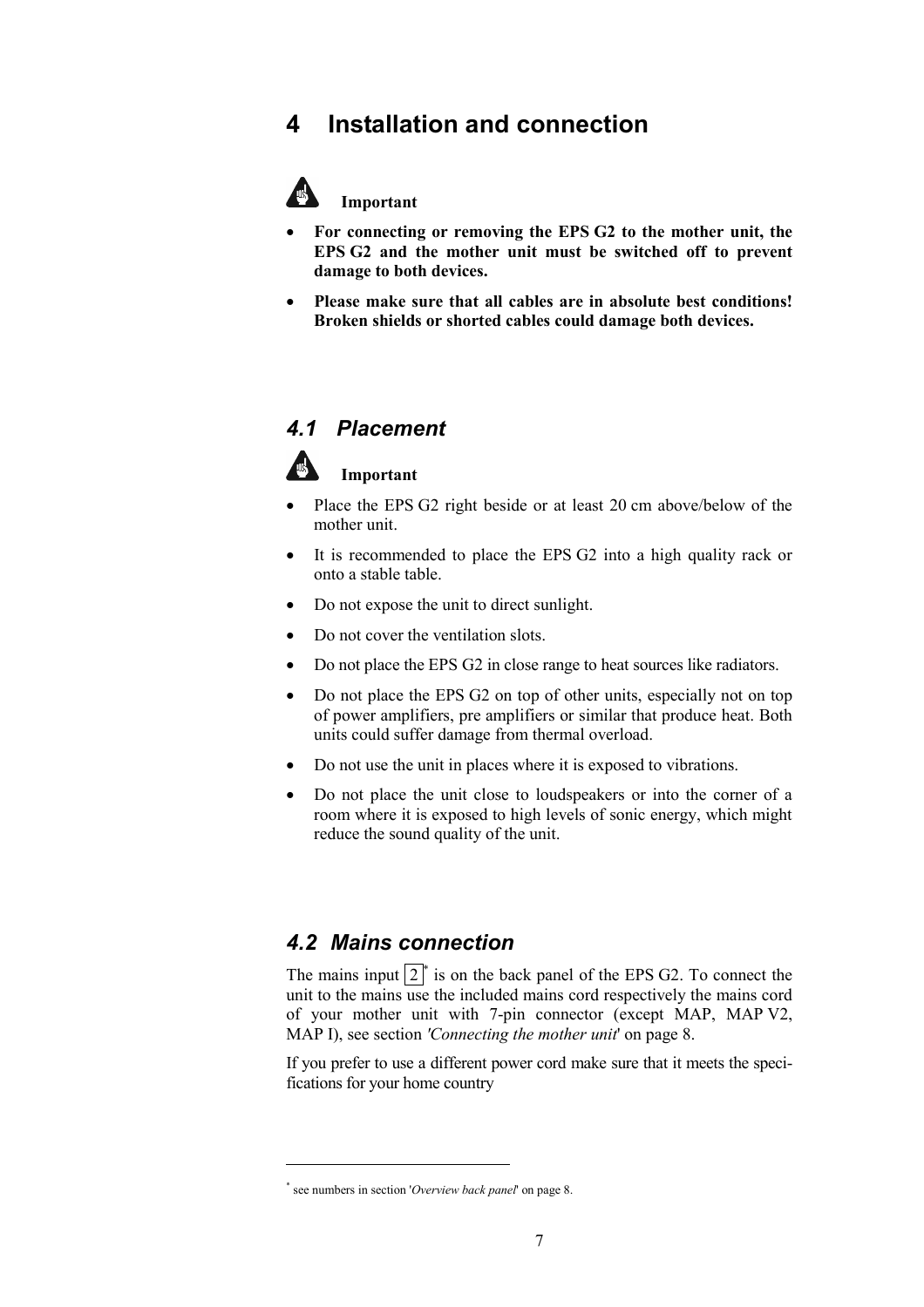# 4 Installation and connection

**Important**

- **For connecting or removing the EPS G2 to the mother unit, the EPS G2 and the mother unit must be switched off to prevent damage to both devices.**
- **Please make sure that all cables are in absolute best conditions! Broken shields or shorted cables could damage both devices.**

## *4.1 Placement*

**Important**

- Place the EPS G2 right beside or at least 20 cm above/below of the mother unit.
- It is recommended to place the EPS G2 into a high quality rack or onto a stable table.
- Do not expose the unit to direct sunlight.
- Do not cover the ventilation slots.
- Do not place the EPS G2 in close range to heat sources like radiators.
- Do not place the EPS G2 on top of other units, especially not on top of power amplifiers, pre amplifiers or similar that produce heat. Both units could suffer damage from thermal overload.
- Do not use the unit in places where it is exposed to vibrations.
- Do not place the unit close to loudspeakers or into the corner of a room where it is exposed to high levels of sonic energy, which might reduce the sound quality of the unit.

## *4.2 Mains connection*

The mains input 2 [*] is on the back panel of the EPS G2. To connect the unit to the mains use the included mains cord respectively the mains cord of your mother unit with 7-pin connector (except MAP, MAP V2, MAP I), see section *'Connecting the mother unit'* on page 8.

If you prefer to use a different power cord make sure that it meets the specifications for your home country

[*] see numbers in section '*Overview back panel*' on page 8.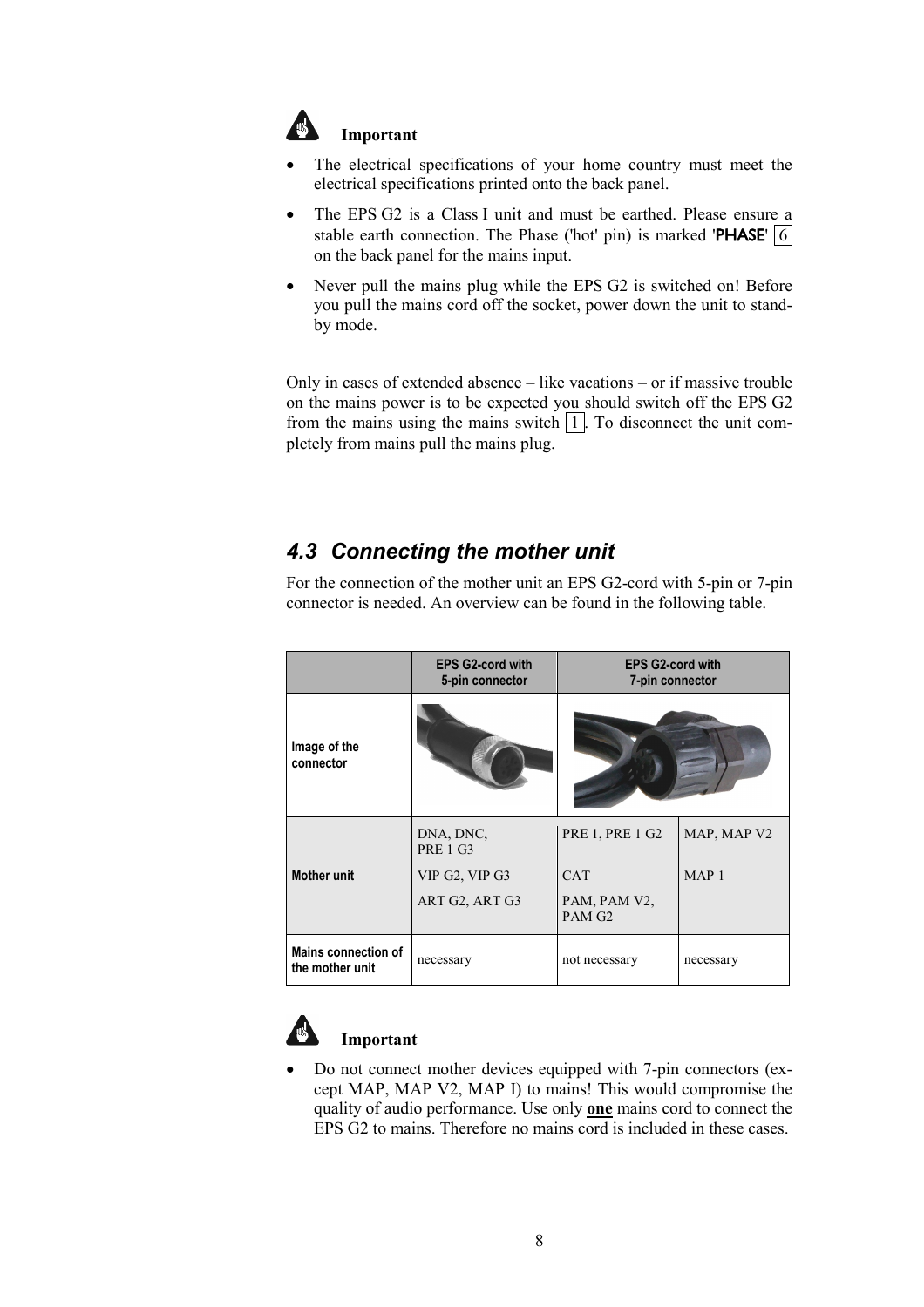**Important**

- The electrical specifications of your home country must meet the electrical specifications printed onto the back panel.
- The EPS G2 is a Class I unit and must be earthed. Please ensure a stable earth connection. The Phase ('hot' pin) is marked 'PHASE' [6] on the back panel for the mains input.
- Never pull the mains plug while the EPS G2 is switched on! Before you pull the mains cord off the socket, power down the unit to stand-by mode.

Only in cases of extended absence – like vacations – or if massive trouble on the mains power is to be expected you should switch off the EPS G2 from the mains using the mains switch [1]. To disconnect the unit completely from mains pull the mains plug.

## *4.3 Connecting the mother unit*

For the connection of the mother unit an EPS G2-cord with 5-pin or 7-pin connector is needed. An overview can be found in the following table.

| | EPS G2-cord with 5-pin connector | EPS G2-cord with 7-pin connector | |
|---|---|---|---|
| Image of the connector | | | |
| Mother unit | DNA, DNC, PRE 1 G3<br>VIP G2, VIP G3<br>ART G2, ART G3 | PRE 1, PRE 1 G2<br>CAT<br>PAM, PAM V2, PAM G2 | MAP, MAP V2<br>MAP 1 |
| Mains connection of the mother unit | necessary | not necessary | necessary |

**Important**

- Do not connect mother devices equipped with 7-pin connectors (except MAP, MAP V2, MAP I) to mains! This would compromise the quality of audio performance. Use only **one** mains cord to connect the EPS G2 to mains. Therefore no mains cord is included in these cases.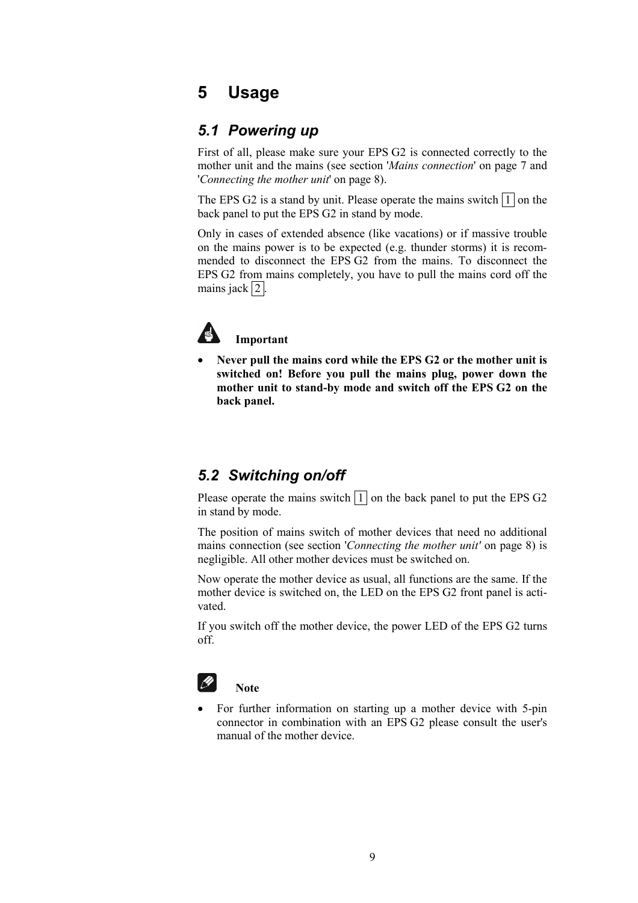# 5 Usage

## 5.1 Powering up

First of all, please make sure your EPS G2 is connected correctly to the mother unit and the mains (see section '*Mains connection*' on page 7 and '*Connecting the mother unit*' on page 8).

The EPS G2 is a stand by unit. Please operate the mains switch 1 on the back panel to put the EPS G2 in stand by mode.

Only in cases of extended absence (like vacations) or if massive trouble on the mains power is to be expected (e.g. thunder storms) it is recommended to disconnect the EPS G2 from the mains. To disconnect the EPS G2 from mains completely, you have to pull the mains cord off the mains jack 2.

**Important**

- **Never pull the mains cord while the EPS G2 or the mother unit is switched on! Before you pull the mains plug, power down the mother unit to stand-by mode and switch off the EPS G2 on the back panel.**

## 5.2 Switching on/off

Please operate the mains switch 1 on the back panel to put the EPS G2 in stand by mode.

The position of mains switch of mother devices that need no additional mains connection (see section '*Connecting the mother unit'* on page 8) is negligible. All other mother devices must be switched on.

Now operate the mother device as usual, all functions are the same. If the mother device is switched on, the LED on the EPS G2 front panel is activated.

If you switch off the mother device, the power LED of the EPS G2 turns off.

**Note**

- For further information on starting up a mother device with 5-pin connector in combination with an EPS G2 please consult the user's manual of the mother device.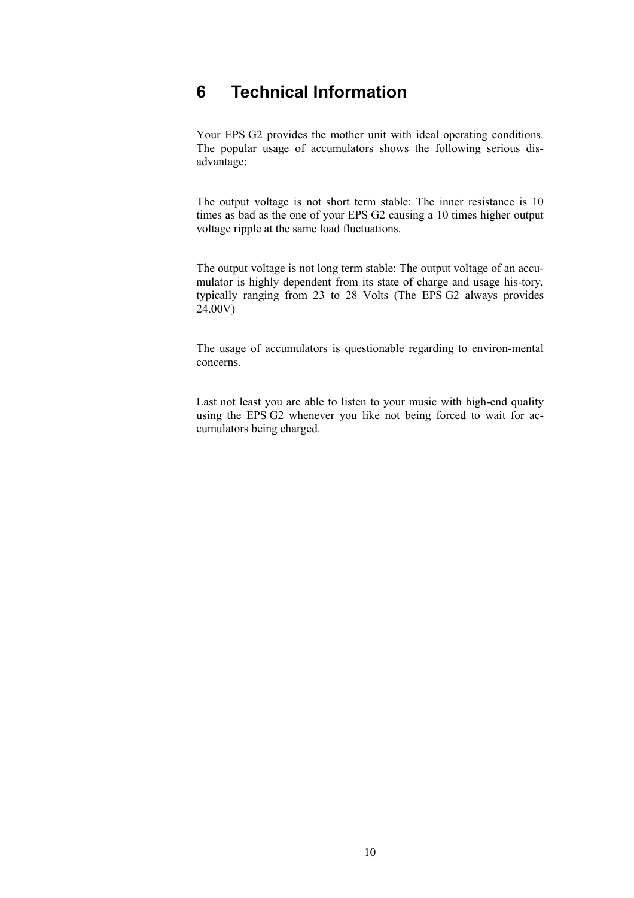# 6 Technical Information

Your EPS G2 provides the mother unit with ideal operating conditions. The popular usage of accumulators shows the following serious dis-advantage:

The output voltage is not short term stable: The inner resistance is 10 times as bad as the one of your EPS G2 causing a 10 times higher output voltage ripple at the same load fluctuations.

The output voltage is not long term stable: The output voltage of an accu-mulator is highly dependent from its state of charge and usage his-tory, typically ranging from 23 to 28 Volts (The EPS G2 always provides 24.00V)

The usage of accumulators is questionable regarding to environ-mental concerns.

Last not least you are able to listen to your music with high-end quality using the EPS G2 whenever you like not being forced to wait for ac-cumulators being charged.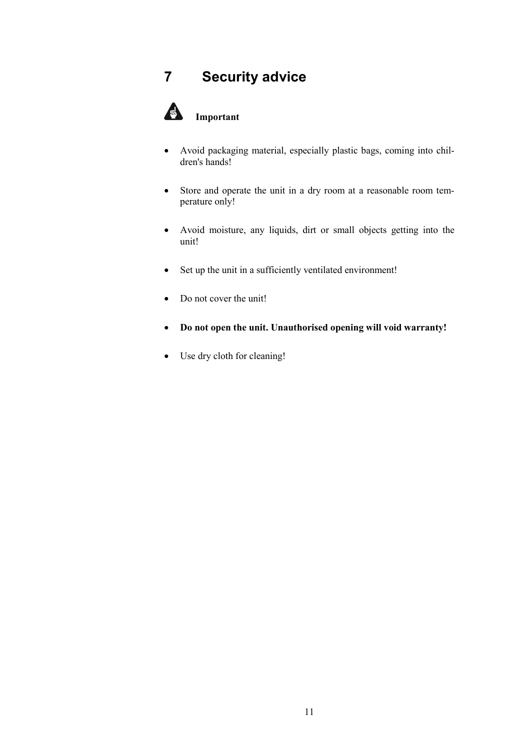# 7 Security advice

**Important**

- Avoid packaging material, especially plastic bags, coming into children's hands!

- Store and operate the unit in a dry room at a reasonable room temperature only!

- Avoid moisture, any liquids, dirt or small objects getting into the unit!

- Set up the unit in a sufficiently ventilated environment!

- Do not cover the unit!

- **Do not open the unit. Unauthorised opening will void warranty!**

- Use dry cloth for cleaning!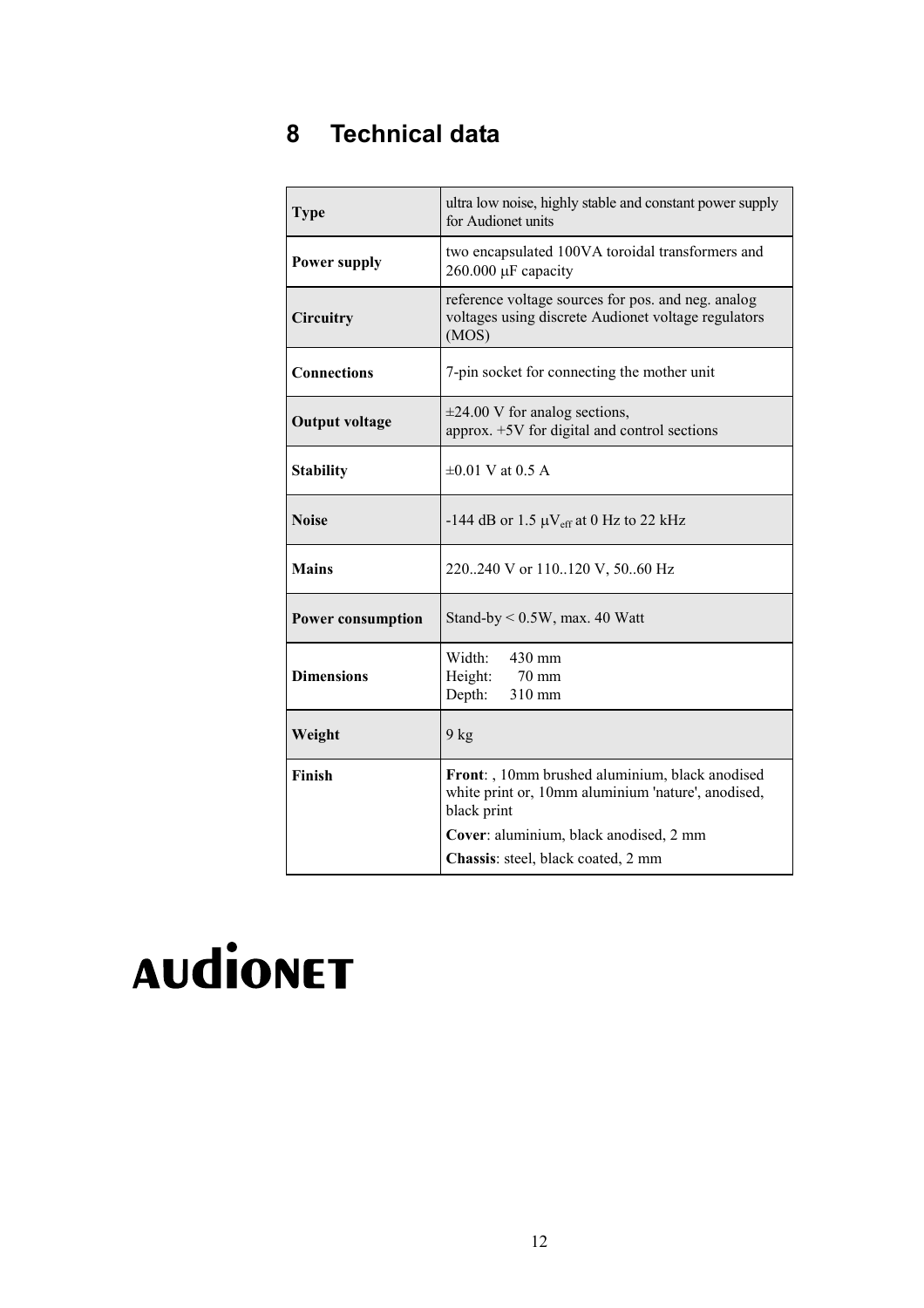# 8 Technical data

| | |
|---|---|
| **Type** | ultra low noise, highly stable and constant power supply for Audionet units |
| **Power supply** | two encapsulated 100VA toroidal transformers and 260.000 μF capacity |
| **Circuitry** | reference voltage sources for pos. and neg. analog voltages using discrete Audionet voltage regulators (MOS) |
| **Connections** | 7-pin socket for connecting the mother unit |
| **Output voltage** | ±24.00 V for analog sections,<br>approx. +5V for digital and control sections |
| **Stability** | ±0.01 V at 0.5 A |
| **Noise** | -144 dB or 1.5 $\mu V_{eff}$ at 0 Hz to 22 kHz |
| **Mains** | 220..240 V or 110..120 V, 50..60 Hz |
| **Power consumption** | Stand-by < 0.5W, max. 40 Watt |
| **Dimensions** | Width: 430 mm<br>Height: 70 mm<br>Depth: 310 mm |
| **Weight** | 9 kg |
| **Finish** | **Front**: , 10mm brushed aluminium, black anodised white print or, 10mm aluminium 'nature', anodised, black print<br>**Cover**: aluminium, black anodised, 2 mm<br>**Chassis**: steel, black coated, 2 mm |

AUDIONET